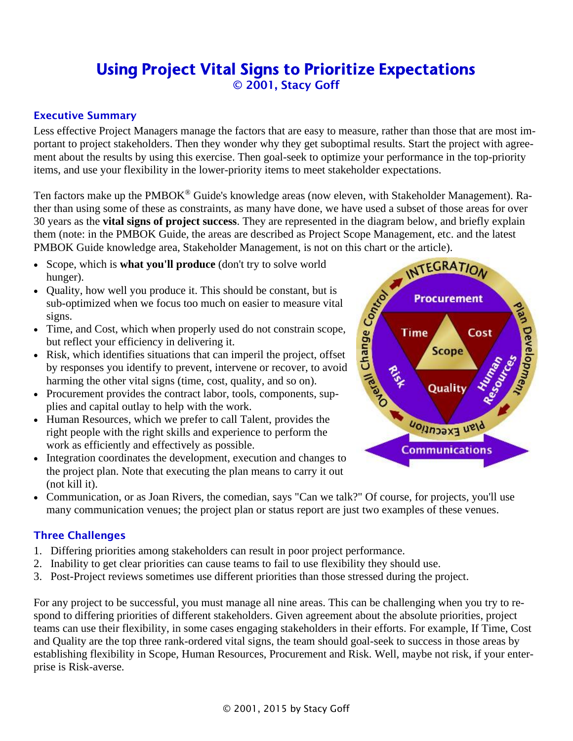# Using Project Vital Signs to Prioritize Expectations

© 2001, Stacy Goff

## Executive Summary

Less effective Project Managers manage the factors that are easy to measure, rather than those that are most important to project stakeholders. Then they wonder why they get suboptimal results. Start the project with agreement about the results by using this exercise. Then goal-seek to optimize your performance in the top-priority items, and use your flexibility in the lower-priority items to meet stakeholder expectations.

Ten factors make up the PMBOK® Guide's knowledge areas (now eleven, with Stakeholder Management). Rather than using some of these as constraints, as many have done, we have used a subset of those areas for over 30 years as the **vital signs of project success**. They are represented in the diagram below, and briefly explain them (note: in the PMBOK Guide, the areas are described as Project Scope Management, etc. and the latest PMBOK Guide knowledge area, Stakeholder Management, is not on this chart or the article).

- Scope, which is **what you'll produce** (don't try to solve world hunger).
- Quality, how well you produce it. This should be constant, but is sub-optimized when we focus too much on easier to measure vital signs.
- Time, and Cost, which when properly used do not constrain scope, but reflect your efficiency in delivering it.
- Risk, which identifies situations that can imperil the project, offset by responses you identify to prevent, intervene or recover, to avoid harming the other vital signs (time, cost, quality, and so on).
- Procurement provides the contract labor, tools, components, supplies and capital outlay to help with the work.
- Human Resources, which we prefer to call Talent, provides the right people with the right skills and experience to perform the work as efficiently and effectively as possible.
- Integration coordinates the development, execution and changes to the project plan. Note that executing the plan means to carry it out (not kill it).
- Communication, or as Joan Rivers, the comedian, says "Can we talk?" Of course, for projects, you'll use many communication venues; the project plan or status report are just two examples of these venues.

## Three Challenges

1. Differing priorities among stakeholders can result in poor project performance.
2. Inability to get clear priorities can cause teams to fail to use flexibility they should use.
3. Post-Project reviews sometimes use different priorities than those stressed during the project.

For any project to be successful, you must manage all nine areas. This can be challenging when you try to respond to differing priorities of different stakeholders. Given agreement about the absolute priorities, project teams can use their flexibility, in some cases engaging stakeholders in their efforts. For example, If Time, Cost and Quality are the top three rank-ordered vital signs, the team should goal-seek to success in those areas by establishing flexibility in Scope, Human Resources, Procurement and Risk. Well, maybe not risk, if your enterprise is Risk-averse.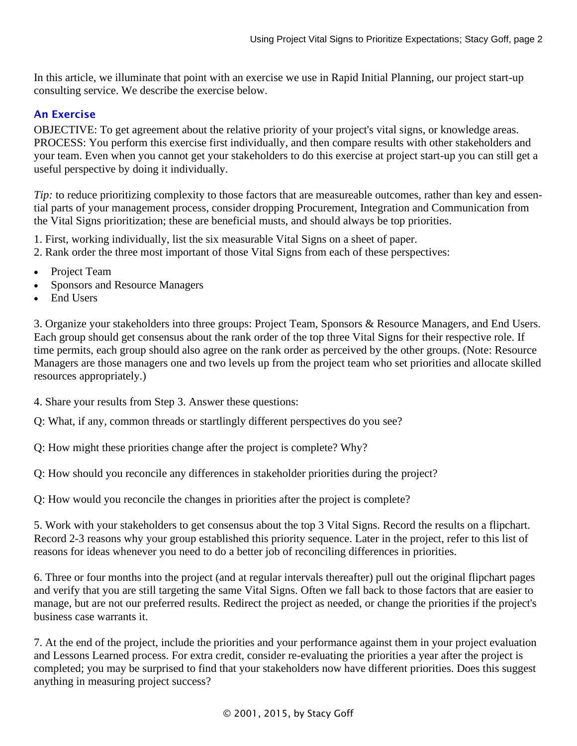In this article, we illuminate that point with an exercise we use in Rapid Initial Planning, our project start-up consulting service. We describe the exercise below.

## An Exercise

OBJECTIVE: To get agreement about the relative priority of your project's vital signs, or knowledge areas.
PROCESS: You perform this exercise first individually, and then compare results with other stakeholders and your team. Even when you cannot get your stakeholders to do this exercise at project start-up you can still get a useful perspective by doing it individually.

*Tip:* to reduce prioritizing complexity to those factors that are measureable outcomes, rather than key and essential parts of your management process, consider dropping Procurement, Integration and Communication from the Vital Signs prioritization; these are beneficial musts, and should always be top priorities.

1. First, working individually, list the six measurable Vital Signs on a sheet of paper.
2. Rank order the three most important of those Vital Signs from each of these perspectives:

- Project Team
- Sponsors and Resource Managers
- End Users

3. Organize your stakeholders into three groups: Project Team, Sponsors & Resource Managers, and End Users. Each group should get consensus about the rank order of the top three Vital Signs for their respective role. If time permits, each group should also agree on the rank order as perceived by the other groups. (Note: Resource Managers are those managers one and two levels up from the project team who set priorities and allocate skilled resources appropriately.)

4. Share your results from Step 3. Answer these questions:

Q: What, if any, common threads or startlingly different perspectives do you see?

Q: How might these priorities change after the project is complete? Why?

Q: How should you reconcile any differences in stakeholder priorities during the project?

Q: How would you reconcile the changes in priorities after the project is complete?

5. Work with your stakeholders to get consensus about the top 3 Vital Signs. Record the results on a flipchart. Record 2-3 reasons why your group established this priority sequence. Later in the project, refer to this list of reasons for ideas whenever you need to do a better job of reconciling differences in priorities.

6. Three or four months into the project (and at regular intervals thereafter) pull out the original flipchart pages and verify that you are still targeting the same Vital Signs. Often we fall back to those factors that are easier to manage, but are not our preferred results. Redirect the project as needed, or change the priorities if the project's business case warrants it.

7. At the end of the project, include the priorities and your performance against them in your project evaluation and Lessons Learned process. For extra credit, consider re-evaluating the priorities a year after the project is completed; you may be surprised to find that your stakeholders now have different priorities. Does this suggest anything in measuring project success?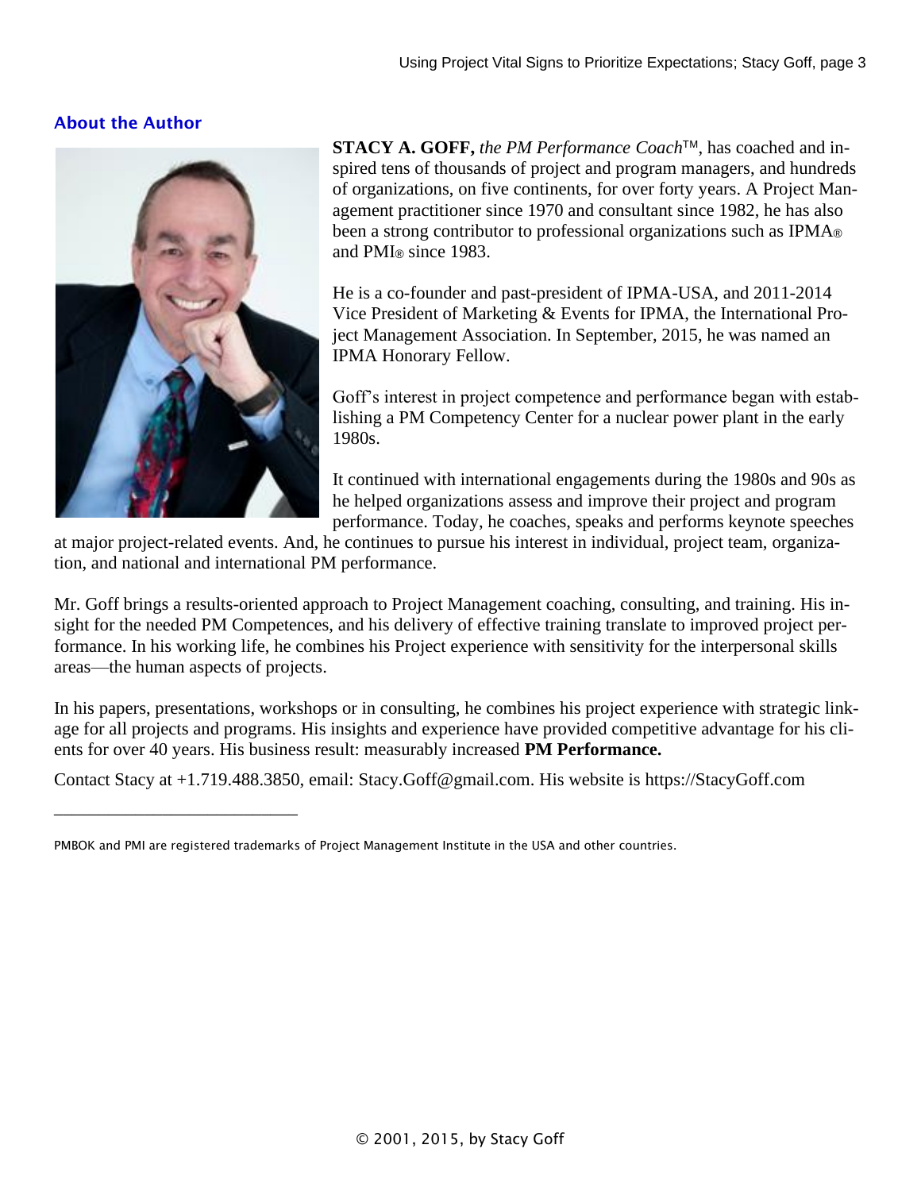## About the Author

**STACY A. GOFF,** *the PM Performance Coach*™, has coached and inspired tens of thousands of project and program managers, and hundreds of organizations, on five continents, for over forty years. A Project Management practitioner since 1970 and consultant since 1982, he has also been a strong contributor to professional organizations such as IPMA® and PMI® since 1983.

He is a co-founder and past-president of IPMA-USA, and 2011-2014 Vice President of Marketing & Events for IPMA, the International Project Management Association. In September, 2015, he was named an IPMA Honorary Fellow.

Goff's interest in project competence and performance began with establishing a PM Competency Center for a nuclear power plant in the early 1980s.

It continued with international engagements during the 1980s and 90s as he helped organizations assess and improve their project and program performance. Today, he coaches, speaks and performs keynote speeches at major project-related events. And, he continues to pursue his interest in individual, project team, organization, and national and international PM performance.

Mr. Goff brings a results-oriented approach to Project Management coaching, consulting, and training. His insight for the needed PM Competences, and his delivery of effective training translate to improved project performance. In his working life, he combines his Project experience with sensitivity for the interpersonal skills areas—the human aspects of projects.

In his papers, presentations, workshops or in consulting, he combines his project experience with strategic linkage for all projects and programs. His insights and experience have provided competitive advantage for his clients for over 40 years. His business result: measurably increased **PM Performance.**

Contact Stacy at +1.719.488.3850, email: Stacy.Goff@gmail.com. His website is https://StacyGoff.com

---

PMBOK and PMI are registered trademarks of Project Management Institute in the USA and other countries.

© 2001, 2015, by Stacy Goff